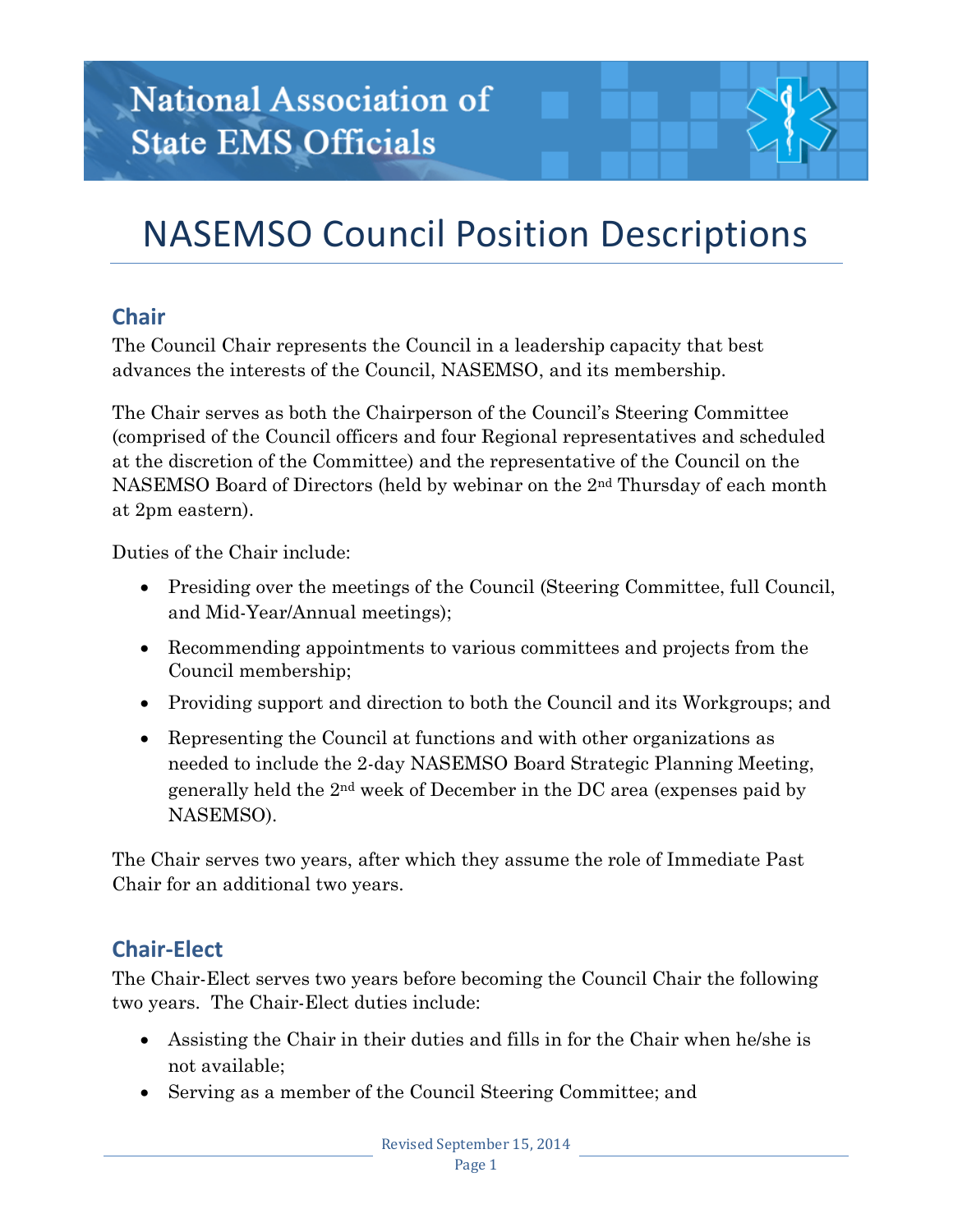# National Association of State EMS Officials

# NASEMSO Council Position Descriptions

## Chair

The Council Chair represents the Council in a leadership capacity that best advances the interests of the Council, NASEMSO, and its membership.

The Chair serves as both the Chairperson of the Council's Steering Committee (comprised of the Council officers and four Regional representatives and scheduled at the discretion of the Committee) and the representative of the Council on the NASEMSO Board of Directors (held by webinar on the 2nd Thursday of each month at 2pm eastern).

Duties of the Chair include:

- Presiding over the meetings of the Council (Steering Committee, full Council, and Mid-Year/Annual meetings);
- Recommending appointments to various committees and projects from the Council membership;
- Providing support and direction to both the Council and its Workgroups; and
- Representing the Council at functions and with other organizations as needed to include the 2-day NASEMSO Board Strategic Planning Meeting, generally held the 2nd week of December in the DC area (expenses paid by NASEMSO).

The Chair serves two years, after which they assume the role of Immediate Past Chair for an additional two years.

## Chair-Elect

The Chair-Elect serves two years before becoming the Council Chair the following two years. The Chair-Elect duties include:

- Assisting the Chair in their duties and fills in for the Chair when he/she is not available;
- Serving as a member of the Council Steering Committee; and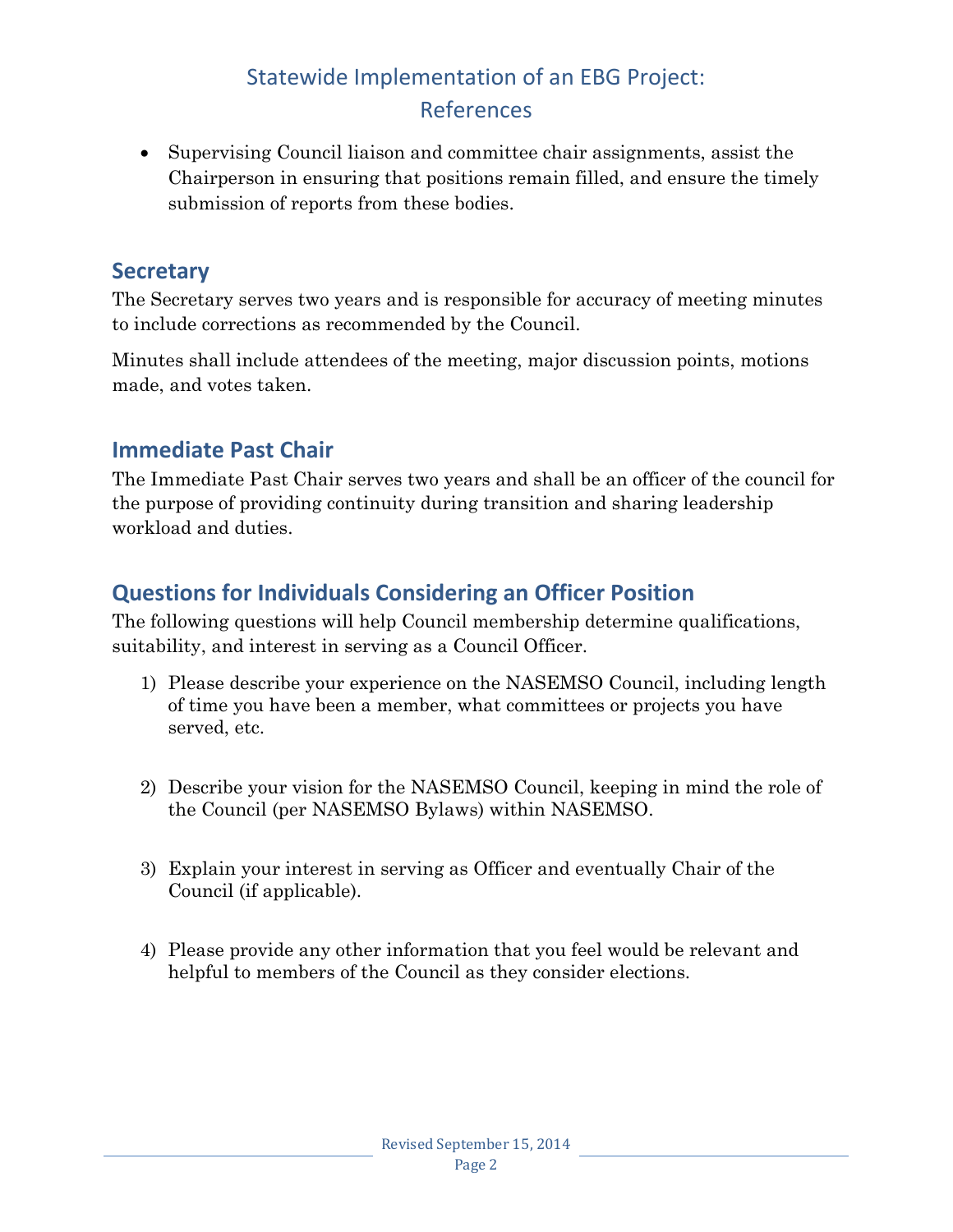- Supervising Council liaison and committee chair assignments, assist the Chairperson in ensuring that positions remain filled, and ensure the timely submission of reports from these bodies.

## Secretary

The Secretary serves two years and is responsible for accuracy of meeting minutes to include corrections as recommended by the Council.

Minutes shall include attendees of the meeting, major discussion points, motions made, and votes taken.

## Immediate Past Chair

The Immediate Past Chair serves two years and shall be an officer of the council for the purpose of providing continuity during transition and sharing leadership workload and duties.

## Questions for Individuals Considering an Officer Position

The following questions will help Council membership determine qualifications, suitability, and interest in serving as a Council Officer.

1) Please describe your experience on the NASEMSO Council, including length of time you have been a member, what committees or projects you have served, etc.

2) Describe your vision for the NASEMSO Council, keeping in mind the role of the Council (per NASEMSO Bylaws) within NASEMSO.

3) Explain your interest in serving as Officer and eventually Chair of the Council (if applicable).

4) Please provide any other information that you feel would be relevant and helpful to members of the Council as they consider elections.